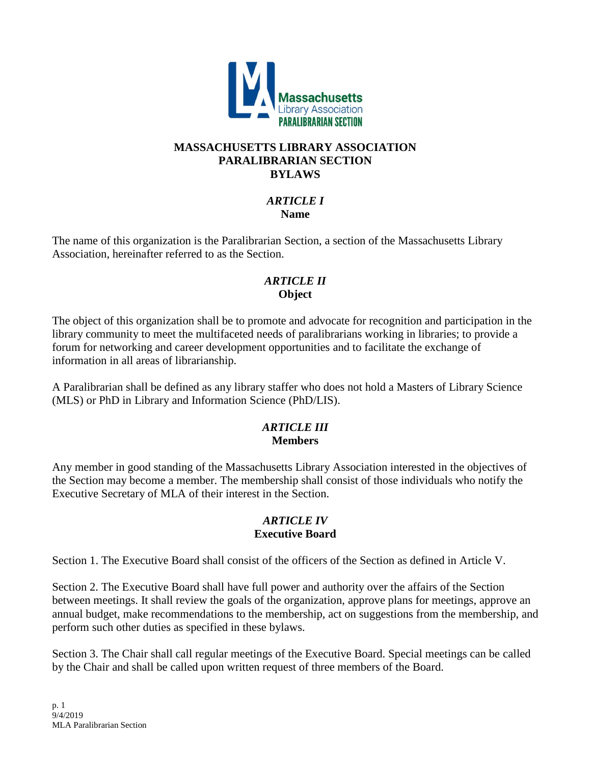# MASSACHUSETTS LIBRARY ASSOCIATION
# PARALIBRARIAN SECTION
# BYLAWS

## *ARTICLE I*
## Name

The name of this organization is the Paralibrarian Section, a section of the Massachusetts Library Association, hereinafter referred to as the Section.

## *ARTICLE II*
## Object

The object of this organization shall be to promote and advocate for recognition and participation in the library community to meet the multifaceted needs of paralibrarians working in libraries; to provide a forum for networking and career development opportunities and to facilitate the exchange of information in all areas of librarianship.

A Paralibrarian shall be defined as any library staffer who does not hold a Masters of Library Science (MLS) or PhD in Library and Information Science (PhD/LIS).

## *ARTICLE III*
## Members

Any member in good standing of the Massachusetts Library Association interested in the objectives of the Section may become a member. The membership shall consist of those individuals who notify the Executive Secretary of MLA of their interest in the Section.

## *ARTICLE IV*
## Executive Board

Section 1. The Executive Board shall consist of the officers of the Section as defined in Article V.

Section 2. The Executive Board shall have full power and authority over the affairs of the Section between meetings. It shall review the goals of the organization, approve plans for meetings, approve an annual budget, make recommendations to the membership, act on suggestions from the membership, and perform such other duties as specified in these bylaws.

Section 3. The Chair shall call regular meetings of the Executive Board. Special meetings can be called by the Chair and shall be called upon written request of three members of the Board.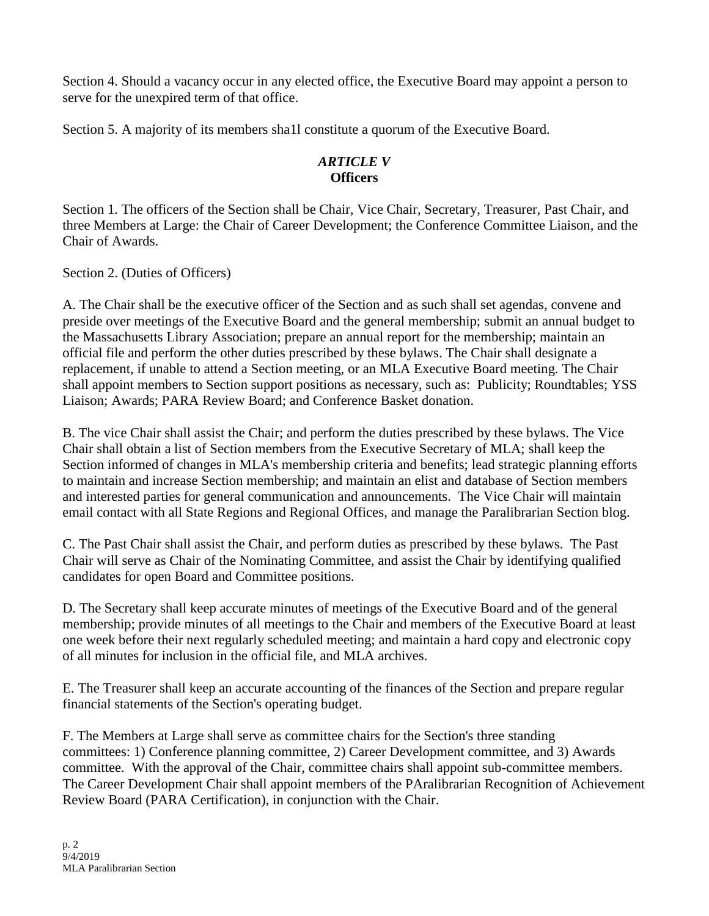Section 4. Should a vacancy occur in any elected office, the Executive Board may appoint a person to serve for the unexpired term of that office.

Section 5. A majority of its members sha1l constitute a quorum of the Executive Board.

## *ARTICLE V*
## **Officers**

Section 1. The officers of the Section shall be Chair, Vice Chair, Secretary, Treasurer, Past Chair, and three Members at Large: the Chair of Career Development; the Conference Committee Liaison, and the Chair of Awards.

Section 2. (Duties of Officers)

A. The Chair shall be the executive officer of the Section and as such shall set agendas, convene and preside over meetings of the Executive Board and the general membership; submit an annual budget to the Massachusetts Library Association; prepare an annual report for the membership; maintain an official file and perform the other duties prescribed by these bylaws. The Chair shall designate a replacement, if unable to attend a Section meeting, or an MLA Executive Board meeting. The Chair shall appoint members to Section support positions as necessary, such as: Publicity; Roundtables; YSS Liaison; Awards; PARA Review Board; and Conference Basket donation.

B. The vice Chair shall assist the Chair; and perform the duties prescribed by these bylaws. The Vice Chair shall obtain a list of Section members from the Executive Secretary of MLA; shall keep the Section informed of changes in MLA's membership criteria and benefits; lead strategic planning efforts to maintain and increase Section membership; and maintain an elist and database of Section members and interested parties for general communication and announcements. The Vice Chair will maintain email contact with all State Regions and Regional Offices, and manage the Paralibrarian Section blog.

C. The Past Chair shall assist the Chair, and perform duties as prescribed by these bylaws. The Past Chair will serve as Chair of the Nominating Committee, and assist the Chair by identifying qualified candidates for open Board and Committee positions.

D. The Secretary shall keep accurate minutes of meetings of the Executive Board and of the general membership; provide minutes of all meetings to the Chair and members of the Executive Board at least one week before their next regularly scheduled meeting; and maintain a hard copy and electronic copy of all minutes for inclusion in the official file, and MLA archives.

E. The Treasurer shall keep an accurate accounting of the finances of the Section and prepare regular financial statements of the Section's operating budget.

F. The Members at Large shall serve as committee chairs for the Section's three standing committees: 1) Conference planning committee, 2) Career Development committee, and 3) Awards committee. With the approval of the Chair, committee chairs shall appoint sub-committee members. The Career Development Chair shall appoint members of the PAralibrarian Recognition of Achievement Review Board (PARA Certification), in conjunction with the Chair.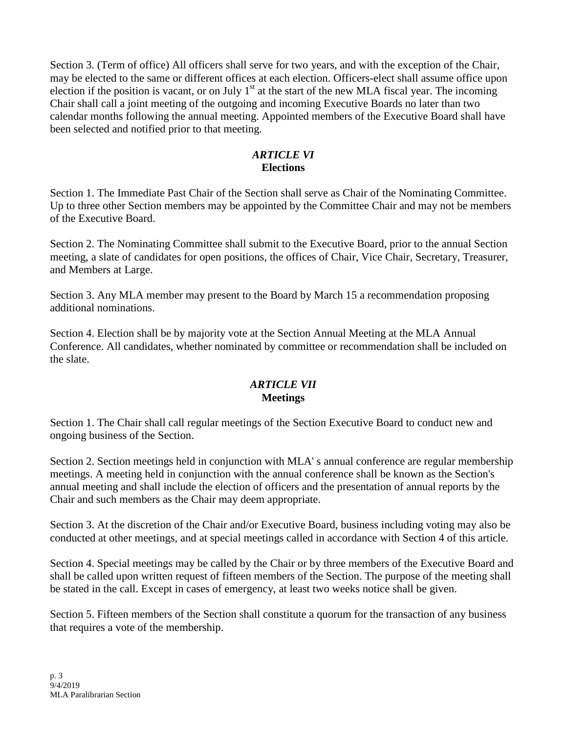Section 3. (Term of office) All officers shall serve for two years, and with the exception of the Chair, may be elected to the same or different offices at each election. Officers-elect shall assume office upon election if the position is vacant, or on July 1st at the start of the new MLA fiscal year. The incoming Chair shall call a joint meeting of the outgoing and incoming Executive Boards no later than two calendar months following the annual meeting. Appointed members of the Executive Board shall have been selected and notified prior to that meeting.

## *ARTICLE VI*
## **Elections**

Section 1. The Immediate Past Chair of the Section shall serve as Chair of the Nominating Committee. Up to three other Section members may be appointed by the Committee Chair and may not be members of the Executive Board.

Section 2. The Nominating Committee shall submit to the Executive Board, prior to the annual Section meeting, a slate of candidates for open positions, the offices of Chair, Vice Chair, Secretary, Treasurer, and Members at Large.

Section 3. Any MLA member may present to the Board by March 15 a recommendation proposing additional nominations.

Section 4. Election shall be by majority vote at the Section Annual Meeting at the MLA Annual Conference. All candidates, whether nominated by committee or recommendation shall be included on the slate.

## *ARTICLE VII*
## **Meetings**

Section 1. The Chair shall call regular meetings of the Section Executive Board to conduct new and ongoing business of the Section.

Section 2. Section meetings held in conjunction with MLA' s annual conference are regular membership meetings. A meeting held in conjunction with the annual conference shall be known as the Section's annual meeting and shall include the election of officers and the presentation of annual reports by the Chair and such members as the Chair may deem appropriate.

Section 3. At the discretion of the Chair and/or Executive Board, business including voting may also be conducted at other meetings, and at special meetings called in accordance with Section 4 of this article.

Section 4. Special meetings may be called by the Chair or by three members of the Executive Board and shall be called upon written request of fifteen members of the Section. The purpose of the meeting shall be stated in the call. Except in cases of emergency, at least two weeks notice shall be given.

Section 5. Fifteen members of the Section shall constitute a quorum for the transaction of any business that requires a vote of the membership.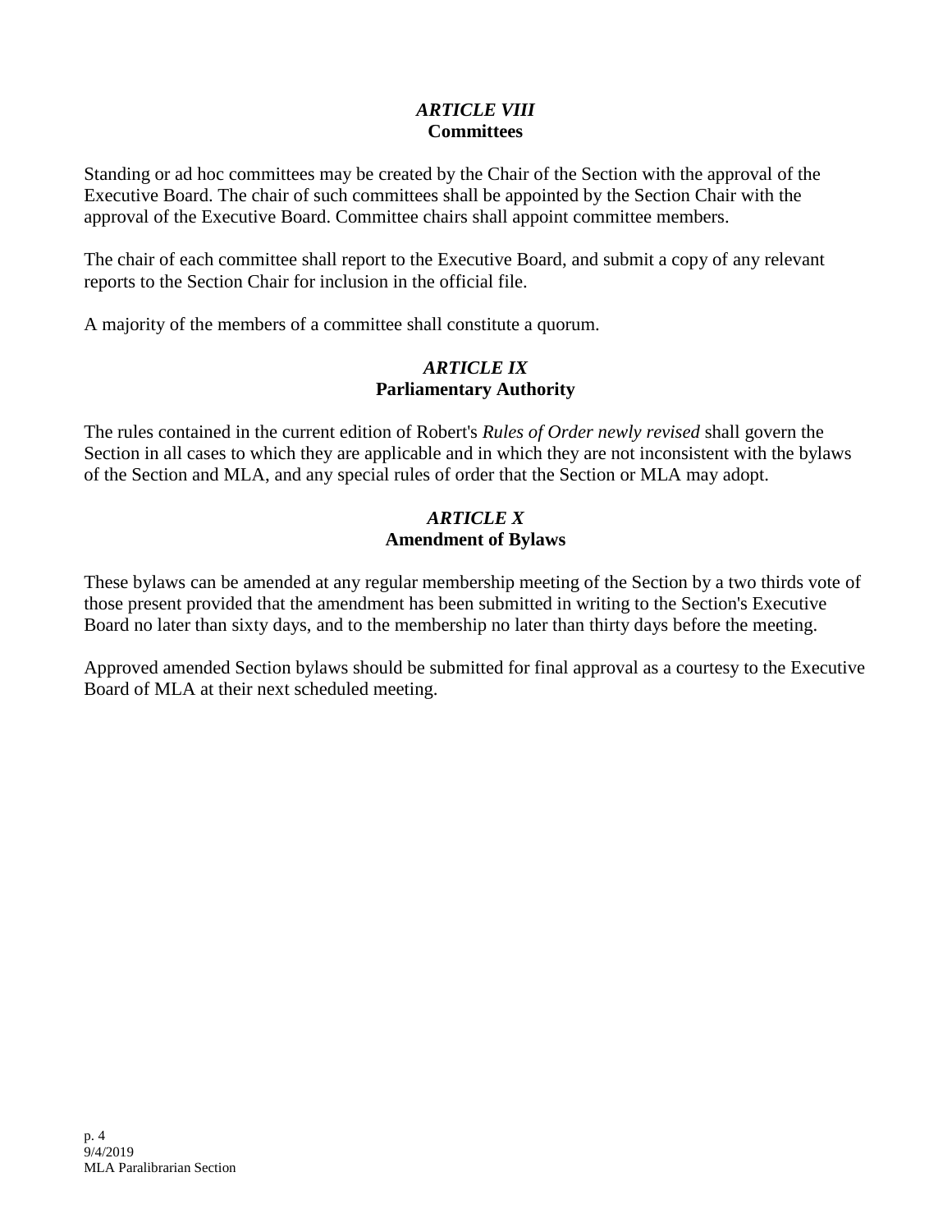## *ARTICLE VIII*
## Committees

Standing or ad hoc committees may be created by the Chair of the Section with the approval of the Executive Board. The chair of such committees shall be appointed by the Section Chair with the approval of the Executive Board. Committee chairs shall appoint committee members.

The chair of each committee shall report to the Executive Board, and submit a copy of any relevant reports to the Section Chair for inclusion in the official file.

A majority of the members of a committee shall constitute a quorum.

## *ARTICLE IX*
## Parliamentary Authority

The rules contained in the current edition of Robert's *Rules of Order newly revised* shall govern the Section in all cases to which they are applicable and in which they are not inconsistent with the bylaws of the Section and MLA, and any special rules of order that the Section or MLA may adopt.

## *ARTICLE X*
## Amendment of Bylaws

These bylaws can be amended at any regular membership meeting of the Section by a two thirds vote of those present provided that the amendment has been submitted in writing to the Section's Executive Board no later than sixty days, and to the membership no later than thirty days before the meeting.

Approved amended Section bylaws should be submitted for final approval as a courtesy to the Executive Board of MLA at their next scheduled meeting.